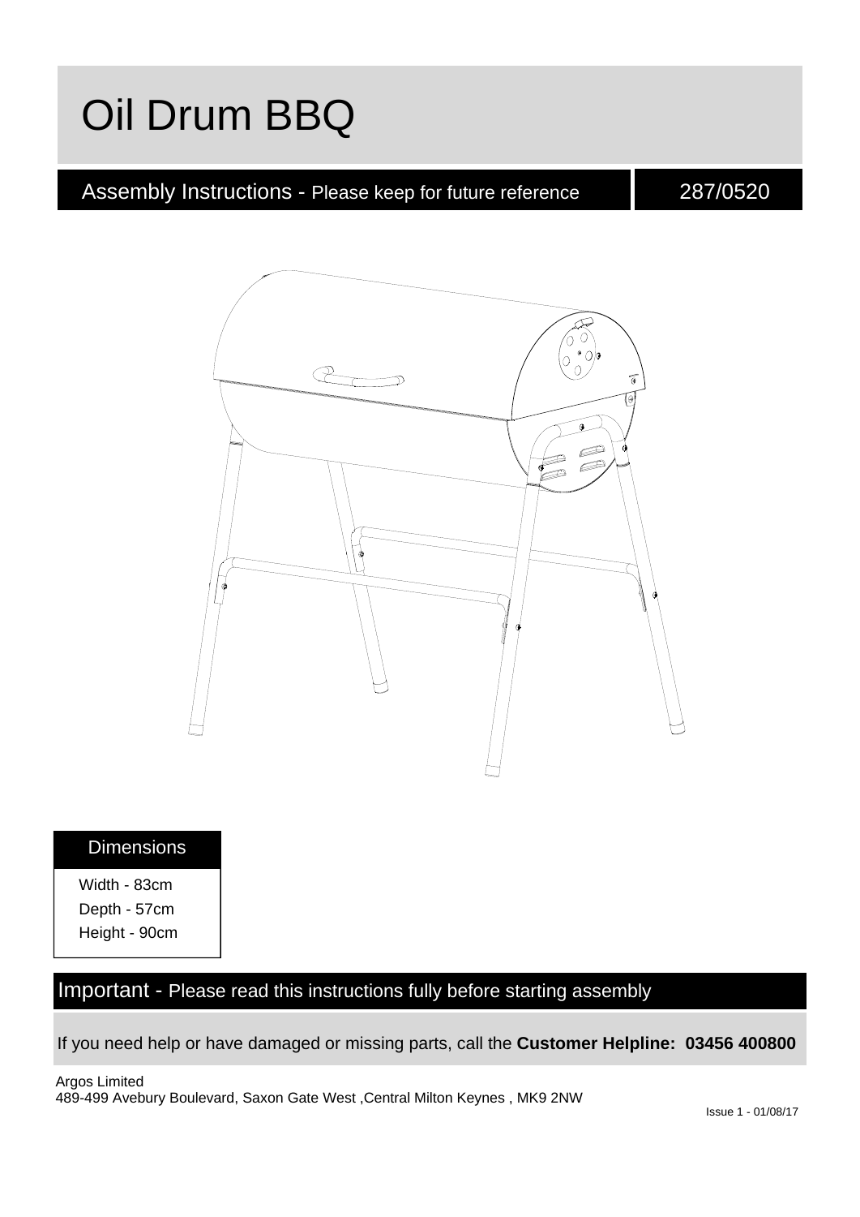# Oil Drum BBQ

## Assembly Instructions - Please keep for future reference

287/0520

### Dimensions

Width - 83cm
Depth - 57cm
Height - 90cm

## Important - Please read this instructions fully before starting assembly

If you need help or have damaged or missing parts, call the **Customer Helpline: 03456 400800**

Argos Limited
489-499 Avebury Boulevard, Saxon Gate West ,Central Milton Keynes , MK9 2NW

Issue 1 - 01/08/17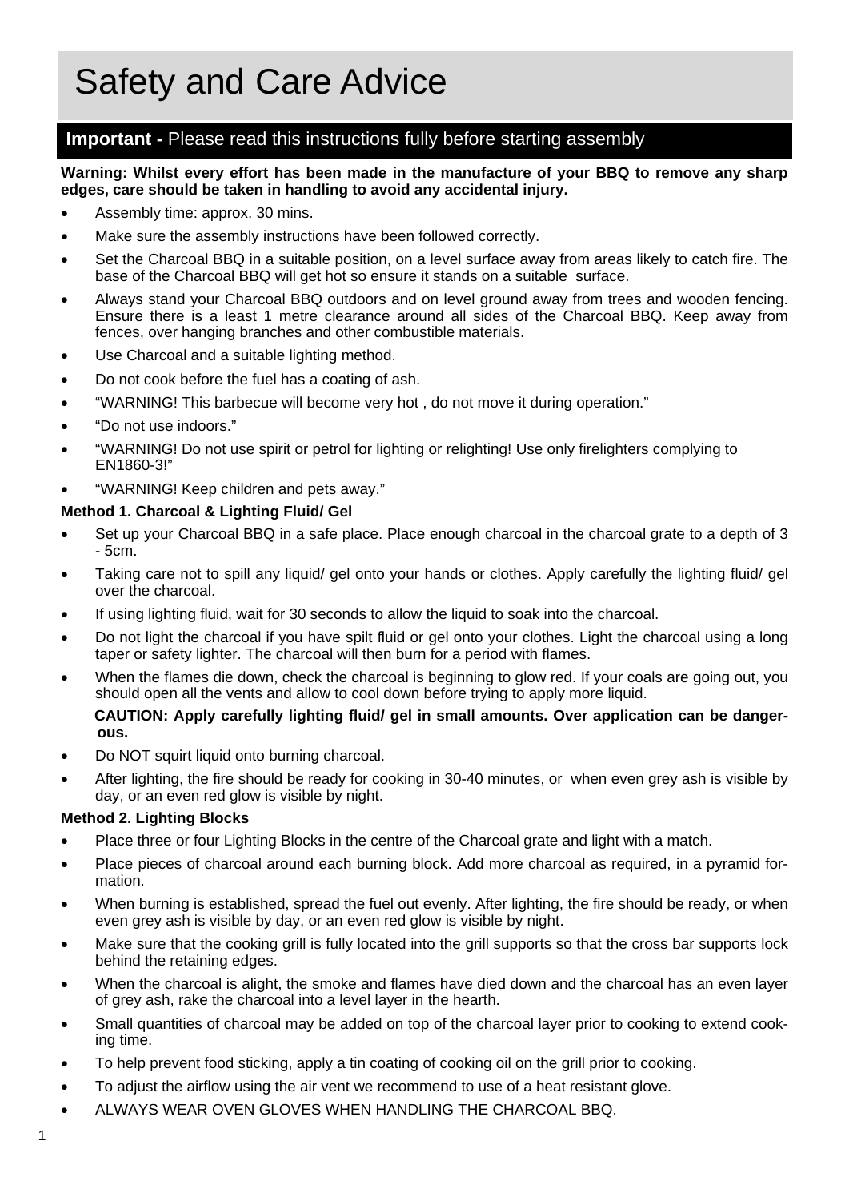# Safety and Care Advice

## **Important -** Please read this instructions fully before starting assembly

**Warning: Whilst every effort has been made in the manufacture of your BBQ to remove any sharp edges, care should be taken in handling to avoid any accidental injury.**

- Assembly time: approx. 30 mins.
- Make sure the assembly instructions have been followed correctly.
- Set the Charcoal BBQ in a suitable position, on a level surface away from areas likely to catch fire. The base of the Charcoal BBQ will get hot so ensure it stands on a suitable surface.
- Always stand your Charcoal BBQ outdoors and on level ground away from trees and wooden fencing. Ensure there is a least 1 metre clearance around all sides of the Charcoal BBQ. Keep away from fences, over hanging branches and other combustible materials.
- Use Charcoal and a suitable lighting method.
- Do not cook before the fuel has a coating of ash.
- “WARNING! This barbecue will become very hot , do not move it during operation.”
- “Do not use indoors.”
- “WARNING! Do not use spirit or petrol for lighting or relighting! Use only firelighters complying to EN1860-3!”
- “WARNING! Keep children and pets away.”

**Method 1. Charcoal & Lighting Fluid/ Gel**

- Set up your Charcoal BBQ in a safe place. Place enough charcoal in the charcoal grate to a depth of 3 - 5cm.
- Taking care not to spill any liquid/ gel onto your hands or clothes. Apply carefully the lighting fluid/ gel over the charcoal.
- If using lighting fluid, wait for 30 seconds to allow the liquid to soak into the charcoal.
- Do not light the charcoal if you have spilt fluid or gel onto your clothes. Light the charcoal using a long taper or safety lighter. The charcoal will then burn for a period with flames.
- When the flames die down, check the charcoal is beginning to glow red. If your coals are going out, you should open all the vents and allow to cool down before trying to apply more liquid.

  **CAUTION: Apply carefully lighting fluid/ gel in small amounts. Over application can be dangerous.**

- Do NOT squirt liquid onto burning charcoal.
- After lighting, the fire should be ready for cooking in 30-40 minutes, or when even grey ash is visible by day, or an even red glow is visible by night.

**Method 2. Lighting Blocks**

- Place three or four Lighting Blocks in the centre of the Charcoal grate and light with a match.
- Place pieces of charcoal around each burning block. Add more charcoal as required, in a pyramid formation.
- When burning is established, spread the fuel out evenly. After lighting, the fire should be ready, or when even grey ash is visible by day, or an even red glow is visible by night.
- Make sure that the cooking grill is fully located into the grill supports so that the cross bar supports lock behind the retaining edges.
- When the charcoal is alight, the smoke and flames have died down and the charcoal has an even layer of grey ash, rake the charcoal into a level layer in the hearth.
- Small quantities of charcoal may be added on top of the charcoal layer prior to cooking to extend cooking time.
- To help prevent food sticking, apply a tin coating of cooking oil on the grill prior to cooking.
- To adjust the airflow using the air vent we recommend to use of a heat resistant glove.
- ALWAYS WEAR OVEN GLOVES WHEN HANDLING THE CHARCOAL BBQ.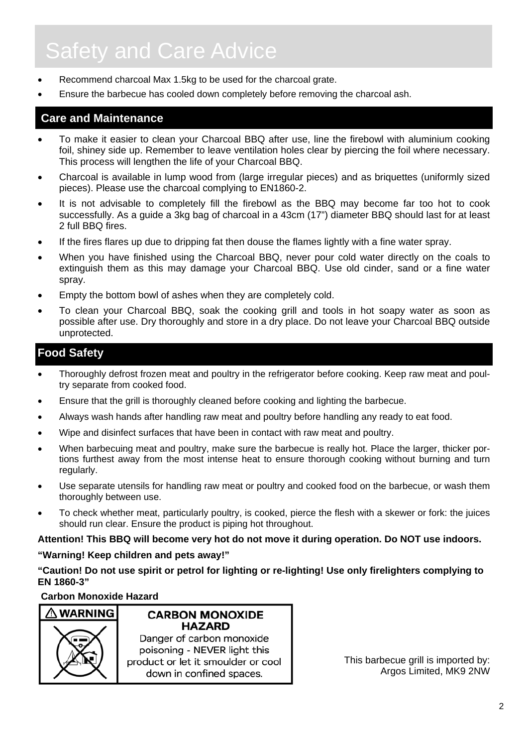# Safety and Care Advice

- Recommend charcoal Max 1.5kg to be used for the charcoal grate.
- Ensure the barbecue has cooled down completely before removing the charcoal ash.

## Care and Maintenance

- To make it easier to clean your Charcoal BBQ after use, line the firebowl with aluminium cooking foil, shiney side up. Remember to leave ventilation holes clear by piercing the foil where necessary. This process will lengthen the life of your Charcoal BBQ.
- Charcoal is available in lump wood from (large irregular pieces) and as briquettes (uniformly sized pieces). Please use the charcoal complying to EN1860-2.
- It is not advisable to completely fill the firebowl as the BBQ may become far too hot to cook successfully. As a guide a 3kg bag of charcoal in a 43cm (17") diameter BBQ should last for at least 2 full BBQ fires.
- If the fires flares up due to dripping fat then douse the flames lightly with a fine water spray.
- When you have finished using the Charcoal BBQ, never pour cold water directly on the coals to extinguish them as this may damage your Charcoal BBQ. Use old cinder, sand or a fine water spray.
- Empty the bottom bowl of ashes when they are completely cold.
- To clean your Charcoal BBQ, soak the cooking grill and tools in hot soapy water as soon as possible after use. Dry thoroughly and store in a dry place. Do not leave your Charcoal BBQ outside unprotected.

## Food Safety

- Thoroughly defrost frozen meat and poultry in the refrigerator before cooking. Keep raw meat and poultry separate from cooked food.
- Ensure that the grill is thoroughly cleaned before cooking and lighting the barbecue.
- Always wash hands after handling raw meat and poultry before handling any ready to eat food.
- Wipe and disinfect surfaces that have been in contact with raw meat and poultry.
- When barbecuing meat and poultry, make sure the barbecue is really hot. Place the larger, thicker portions furthest away from the most intense heat to ensure thorough cooking without burning and turn regularly.
- Use separate utensils for handling raw meat or poultry and cooked food on the barbecue, or wash them thoroughly between use.
- To check whether meat, particularly poultry, is cooked, pierce the flesh with a skewer or fork: the juices should run clear. Ensure the product is piping hot throughout.

**Attention! This BBQ will become very hot do not move it during operation. Do NOT use indoors.**

**"Warning! Keep children and pets away!"**

**"Caution! Do not use spirit or petrol for lighting or re-lighting! Use only firelighters complying to EN 1860-3"**

**Carbon Monoxide Hazard**

⚠ WARNING

**CARBON MONOXIDE HAZARD**

Danger of carbon monoxide poisoning - NEVER light this product or let it smoulder or cool down in confined spaces.

This barbecue grill is imported by:
Argos Limited, MK9 2NW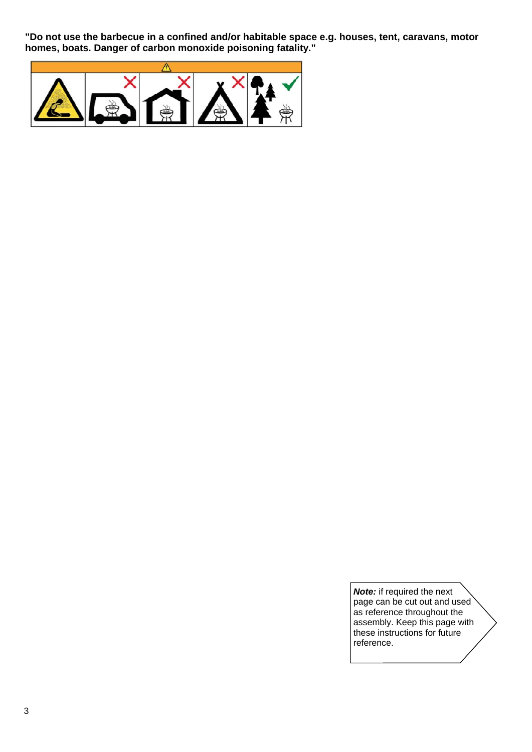**"Do not use the barbecue in a confined and/or habitable space e.g. houses, tent, caravans, motor homes, boats. Danger of carbon monoxide poisoning fatality."**

***Note:*** if required the next page can be cut out and used as reference throughout the assembly. Keep this page with these instructions for future reference.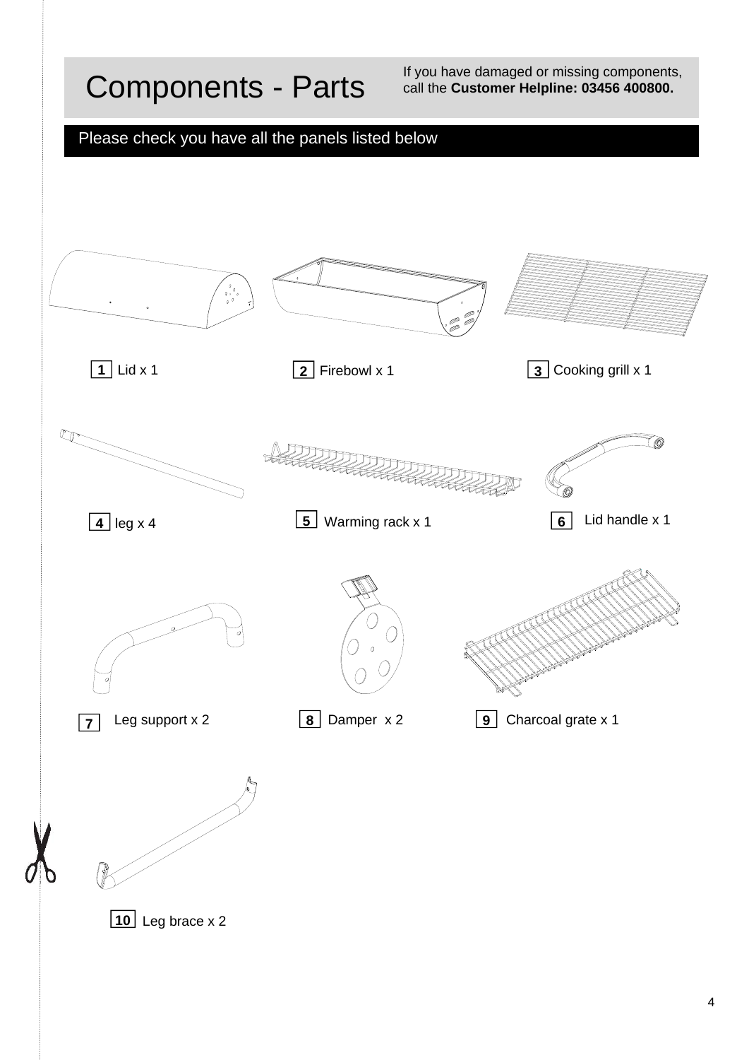# Components - Parts

If you have damaged or missing components, call the **Customer Helpline: 03456 400800.**

Please check you have all the panels listed below

1 Lid x 1

2 Firebowl x 1

3 Cooking grill x 1

4 leg x 4

5 Warming rack x 1

6 Lid handle x 1

7 Leg support x 2

8 Damper x 2

9 Charcoal grate x 1

10 Leg brace x 2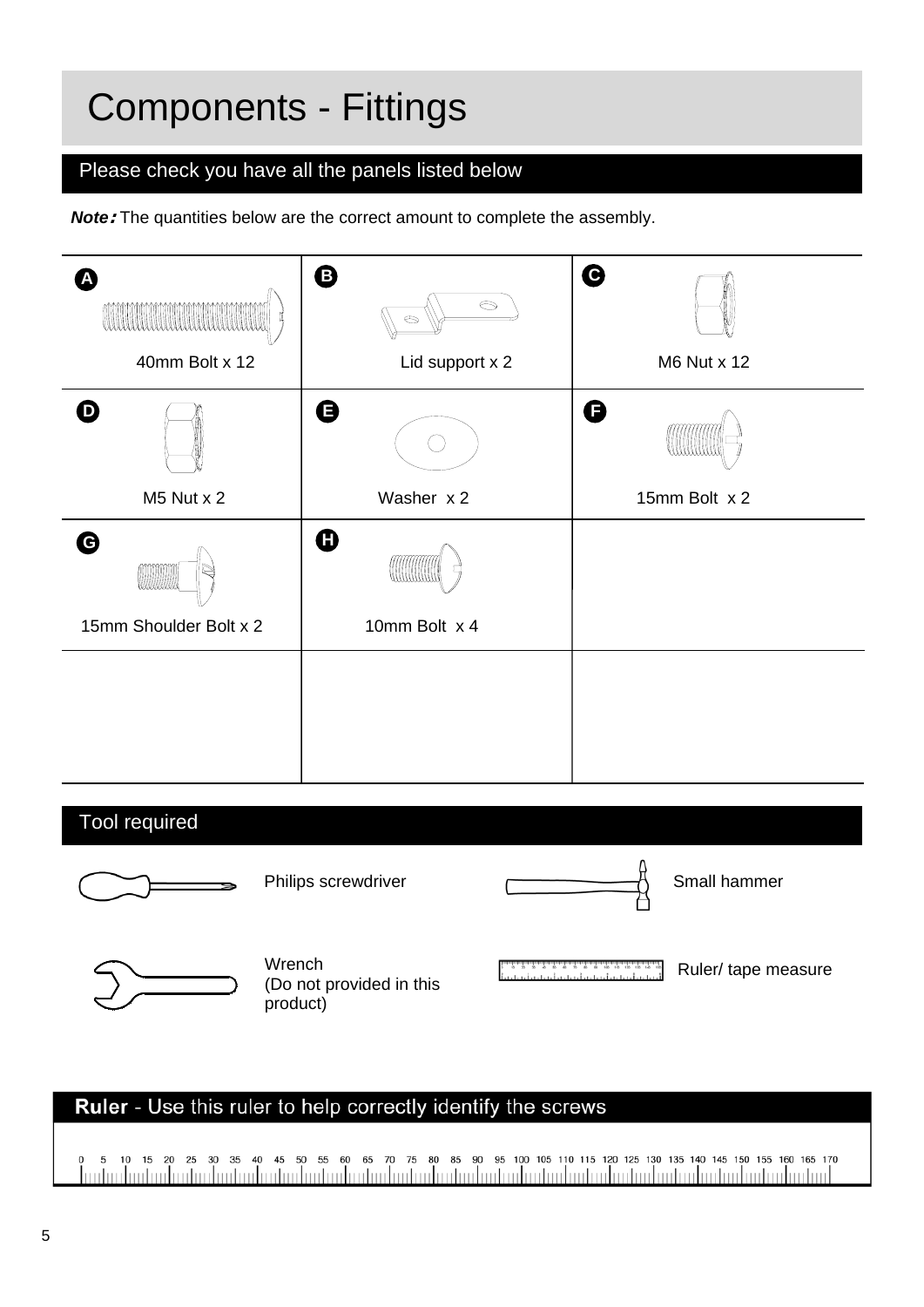# Components - Fittings

## Please check you have all the panels listed below

***Note:*** The quantities below are the correct amount to complete the assembly.

| | | |
|---|---|---|
| **A** 40mm Bolt x 12 | **B** Lid support x 2 | **C** M6 Nut x 12 |
| **D** M5 Nut x 2 | **E** Washer x 2 | **F** 15mm Bolt x 2 |
| **G** 15mm Shoulder Bolt x 2 | **H** 10mm Bolt x 4 | |
| | | |

## Tool required

- Philips screwdriver
- Small hammer
- Wrench (Do not provided in this product)
- Ruler/ tape measure

## **Ruler** - Use this ruler to help correctly identify the screws

0 5 10 15 20 25 30 35 40 45 50 55 60 65 70 75 80 85 90 95 100 105 110 115 120 125 130 135 140 145 150 155 160 165 170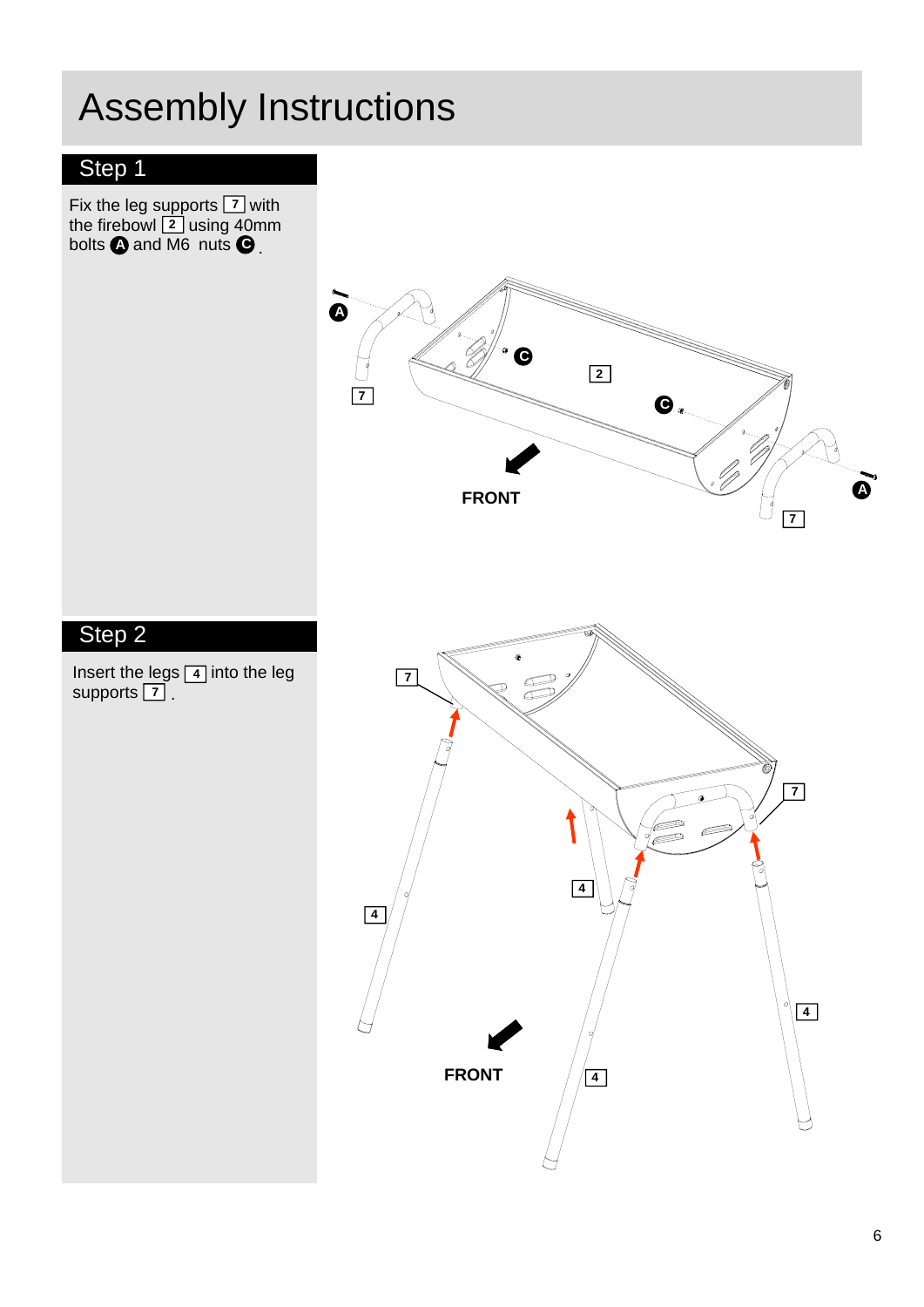# Assembly Instructions

## Step 1

Fix the leg supports [7] with the firebowl [2] using 40mm bolts A and M6 nuts C.

## Step 2

Insert the legs [4] into the leg supports [7].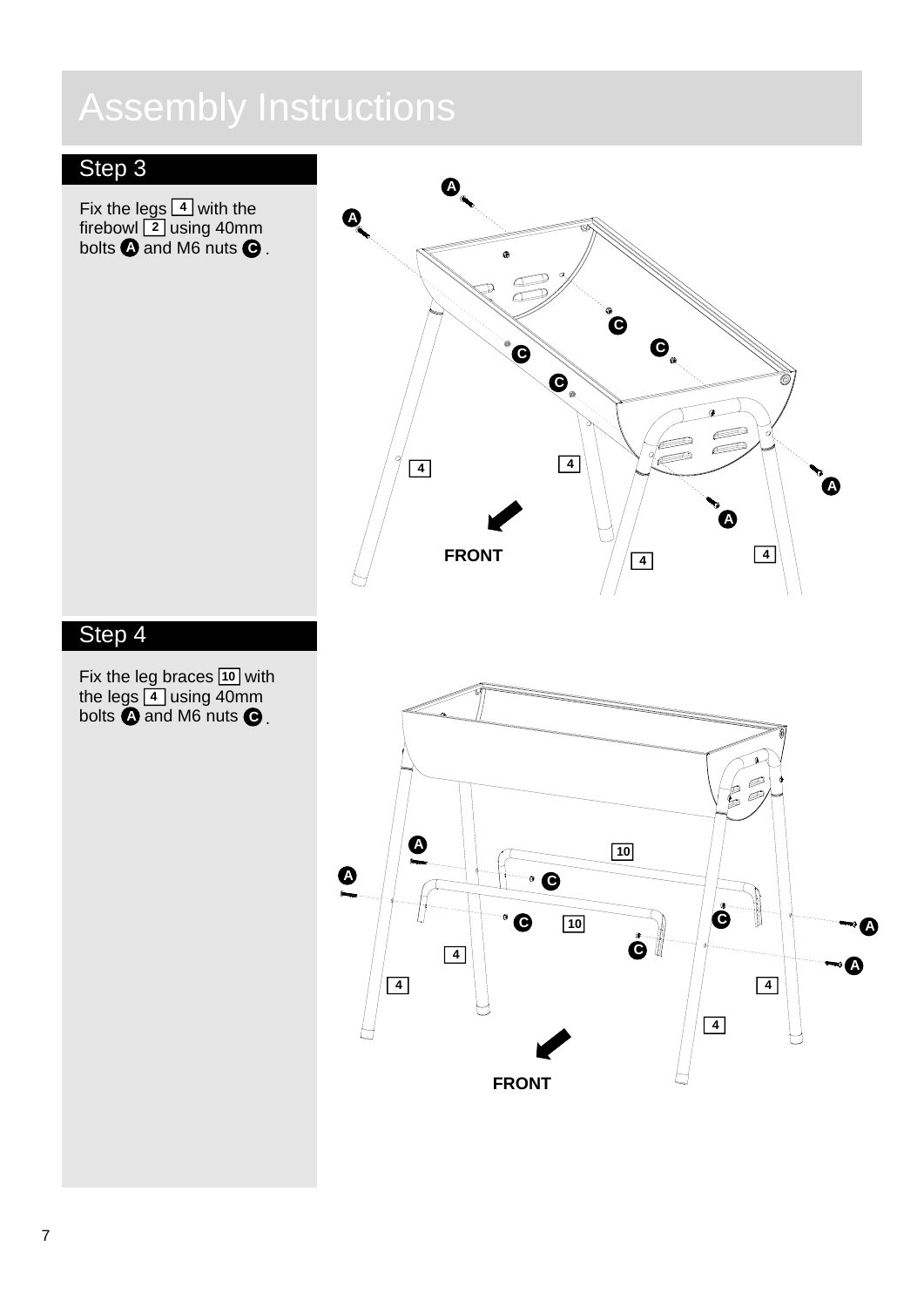# Assembly Instructions

## Step 3

Fix the legs 4 with the firebowl 2 using 40mm bolts A and M6 nuts C .

FRONT

## Step 4

Fix the leg braces 10 with the legs 4 using 40mm bolts A and M6 nuts C .

FRONT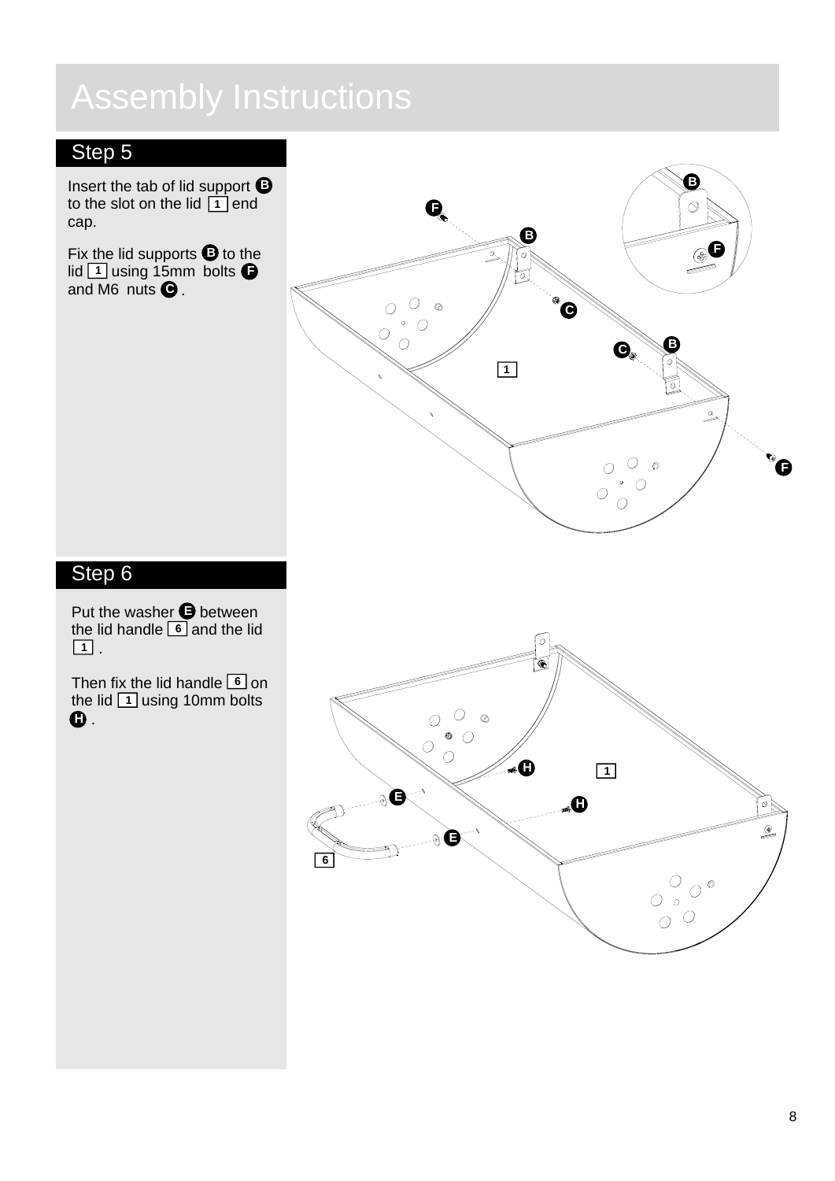# Assembly Instructions

## Step 5

Insert the tab of lid support B to the slot on the lid 1 end cap.

Fix the lid supports B to the lid 1 using 15mm bolts F and M6 nuts C .

## Step 6

Put the washer E between the lid handle 6 and the lid 1 .

Then fix the lid handle 6 on the lid 1 using 10mm bolts H .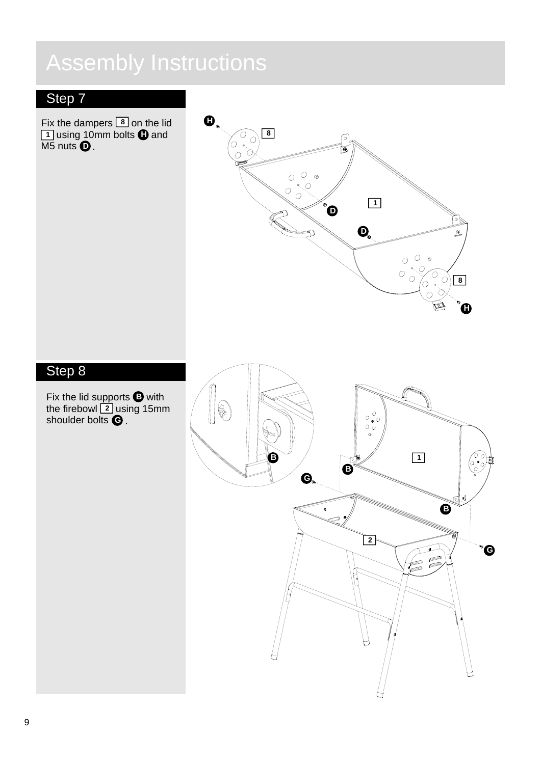# Assembly Instructions

## Step 7

Fix the dampers 8 on the lid 1 using 10mm bolts H and M5 nuts D.

## Step 8

Fix the lid supports B with the firebowl 2 using 15mm shoulder bolts G.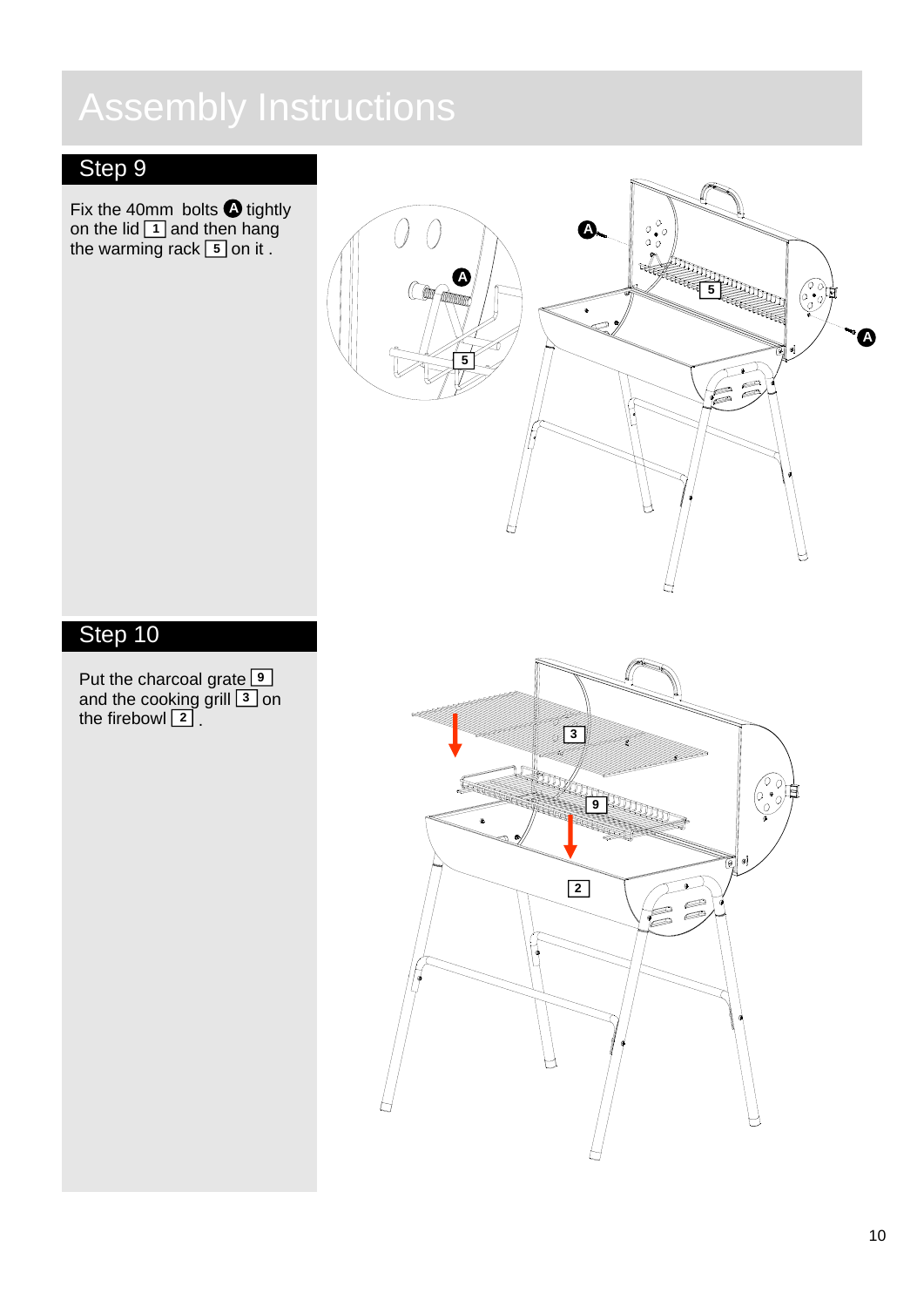# Assembly Instructions

## Step 9

Fix the 40mm bolts **A** tightly on the lid [1] and then hang the warming rack [5] on it .

## Step 10

Put the charcoal grate [9] and the cooking grill [3] on the firebowl [2] .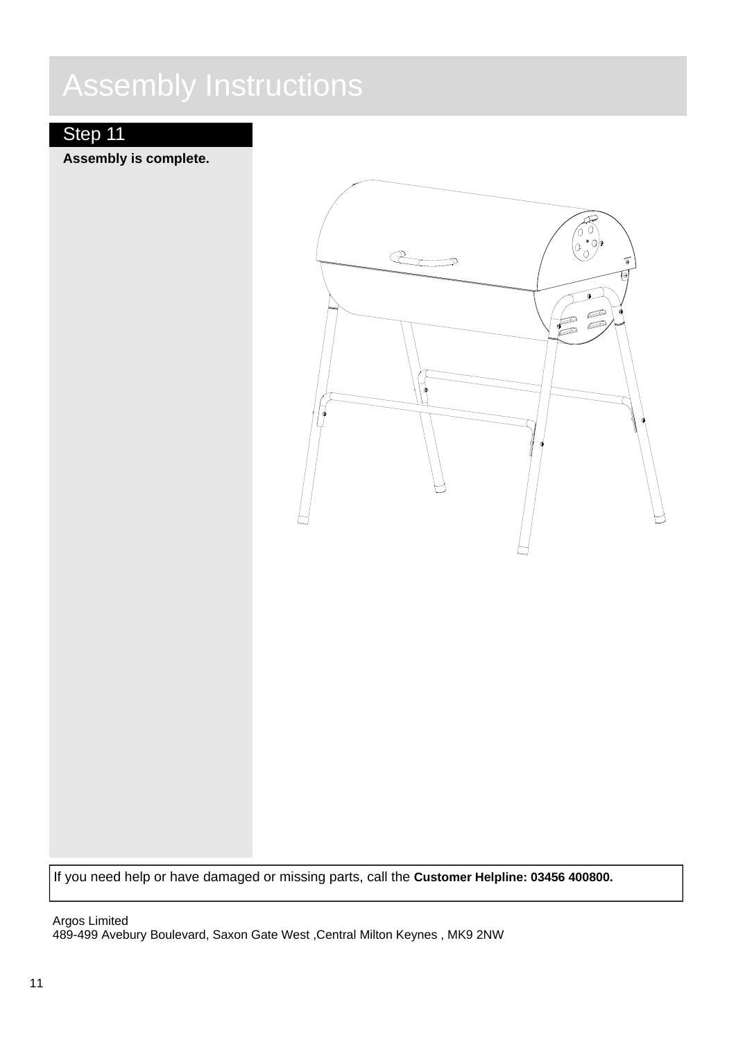# Assembly Instructions

## Step 11

**Assembly is complete.**

If you need help or have damaged or missing parts, call the **Customer Helpline: 03456 400800.**

Argos Limited
489-499 Avebury Boulevard, Saxon Gate West ,Central Milton Keynes , MK9 2NW